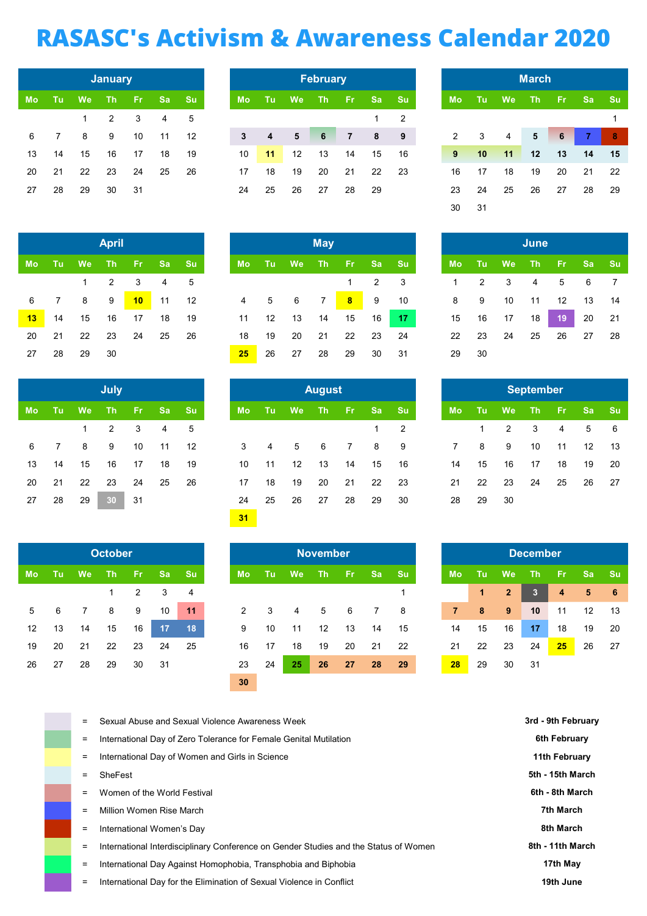# RASASC's Activism & Awareness Calendar 2020

## January

| Mo | Tu | We | Th | Fr | Sa | Su |
|---|---|---|---|---|---|---|
| | | 1 | 2 | 3 | 4 | 5 |
| 6 | 7 | 8 | 9 | 10 | 11 | 12 |
| 13 | 14 | 15 | 16 | 17 | 18 | 19 |
| 20 | 21 | 22 | 23 | 24 | 25 | 26 |
| 27 | 28 | 29 | 30 | 31 | | |

## February

| Mo | Tu | We | Th | Fr | Sa | Su |
|---|---|---|---|---|---|---|
| | | | | | 1 | 2 |
| **3** | **4** | **5** | **6** | **7** | **8** | **9** |
| 10 | **11** | 12 | 13 | 14 | 15 | 16 |
| 17 | 18 | 19 | 20 | 21 | 22 | 23 |
| 24 | 25 | 26 | 27 | 28 | 29 | |

## March

| Mo | Tu | We | Th | Fr | Sa | Su |
|---|---|---|---|---|---|---|
| | | | | | | 1 |
| 2 | 3 | 4 | **5** | **6** | **7** | **8** |
| **9** | **10** | **11** | **12** | **13** | **14** | **15** |
| 16 | 17 | 18 | 19 | 20 | 21 | 22 |
| 23 | 24 | 25 | 26 | 27 | 28 | 29 |
| 30 | 31 | | | | | |

## April

| Mo | Tu | We | Th | Fr | Sa | Su |
|---|---|---|---|---|---|---|
| | | 1 | 2 | 3 | 4 | 5 |
| 6 | 7 | 8 | 9 | **10** | 11 | 12 |
| **13** | 14 | 15 | 16 | 17 | 18 | 19 |
| 20 | 21 | 22 | 23 | 24 | 25 | 26 |
| 27 | 28 | 29 | 30 | | | |

## May

| Mo | Tu | We | Th | Fr | Sa | Su |
|---|---|---|---|---|---|---|
| | | | | 1 | 2 | 3 |
| 4 | 5 | 6 | 7 | **8** | 9 | 10 |
| 11 | 12 | 13 | 14 | 15 | 16 | **17** |
| 18 | 19 | 20 | 21 | 22 | 23 | 24 |
| **25** | 26 | 27 | 28 | 29 | 30 | 31 |

## June

| Mo | Tu | We | Th | Fr | Sa | Su |
|---|---|---|---|---|---|---|
| 1 | 2 | 3 | 4 | 5 | 6 | 7 |
| 8 | 9 | 10 | 11 | 12 | 13 | 14 |
| 15 | 16 | 17 | 18 | **19** | 20 | 21 |
| 22 | 23 | 24 | 25 | 26 | 27 | 28 |
| 29 | 30 | | | | | |

## July

| Mo | Tu | We | Th | Fr | Sa | Su |
|---|---|---|---|---|---|---|
| | | 1 | 2 | 3 | 4 | 5 |
| 6 | 7 | 8 | 9 | 10 | 11 | 12 |
| 13 | 14 | 15 | 16 | 17 | 18 | 19 |
| 20 | 21 | 22 | 23 | 24 | 25 | 26 |
| 27 | 28 | 29 | **30** | 31 | | |

## August

| Mo | Tu | We | Th | Fr | Sa | Su |
|---|---|---|---|---|---|---|
| | | | | | 1 | 2 |
| 3 | 4 | 5 | 6 | 7 | 8 | 9 |
| 10 | 11 | 12 | 13 | 14 | 15 | 16 |
| 17 | 18 | 19 | 20 | 21 | 22 | 23 |
| 24 | 25 | 26 | 27 | 28 | 29 | 30 |
| **31** | | | | | | |

## September

| Mo | Tu | We | Th | Fr | Sa | Su |
|---|---|---|---|---|---|---|
| | 1 | 2 | 3 | 4 | 5 | 6 |
| 7 | 8 | 9 | 10 | 11 | 12 | 13 |
| 14 | 15 | 16 | 17 | 18 | 19 | 20 |
| 21 | 22 | 23 | 24 | 25 | 26 | 27 |
| 28 | 29 | 30 | | | | |

## October

| Mo | Tu | We | Th | Fr | Sa | Su |
|---|---|---|---|---|---|---|
| | | | 1 | 2 | 3 | 4 |
| 5 | 6 | 7 | 8 | 9 | 10 | **11** |
| 12 | 13 | 14 | 15 | 16 | **17** | **18** |
| 19 | 20 | 21 | 22 | 23 | 24 | 25 |
| 26 | 27 | 28 | 29 | 30 | 31 | |

## November

| Mo | Tu | We | Th | Fr | Sa | Su |
|---|---|---|---|---|---|---|
| | | | | | | 1 |
| 2 | 3 | 4 | 5 | 6 | 7 | 8 |
| 9 | 10 | 11 | 12 | 13 | 14 | 15 |
| 16 | 17 | 18 | 19 | 20 | 21 | 22 |
| 23 | 24 | **25** | **26** | **27** | **28** | **29** |
| **30** | | | | | | |

## December

| Mo | Tu | We | Th | Fr | Sa | Su |
|---|---|---|---|---|---|---|
| | **1** | **2** | **3** | **4** | **5** | **6** |
| **7** | **8** | **9** | **10** | 11 | 12 | 13 |
| 14 | 15 | 16 | **17** | 18 | 19 | 20 |
| 21 | 22 | 23 | 24 | **25** | 26 | 27 |
| **28** | 29 | 30 | 31 | | | |

## Key

| Event | Date |
|---|---|
| Sexual Abuse and Sexual Violence Awareness Week | **3rd - 9th February** |
| International Day of Zero Tolerance for Female Genital Mutilation | **6th February** |
| International Day of Women and Girls in Science | **11th February** |
| SheFest | **5th - 15th March** |
| Women of the World Festival | **6th - 8th March** |
| Million Women Rise March | **7th March** |
| International Women's Day | **8th March** |
| International Interdisciplinary Conference on Gender Studies and the Status of Women | **8th - 11th March** |
| International Day Against Homophobia, Transphobia and Biphobia | **17th May** |
| International Day for the Elimination of Sexual Violence in Conflict | **19th June** |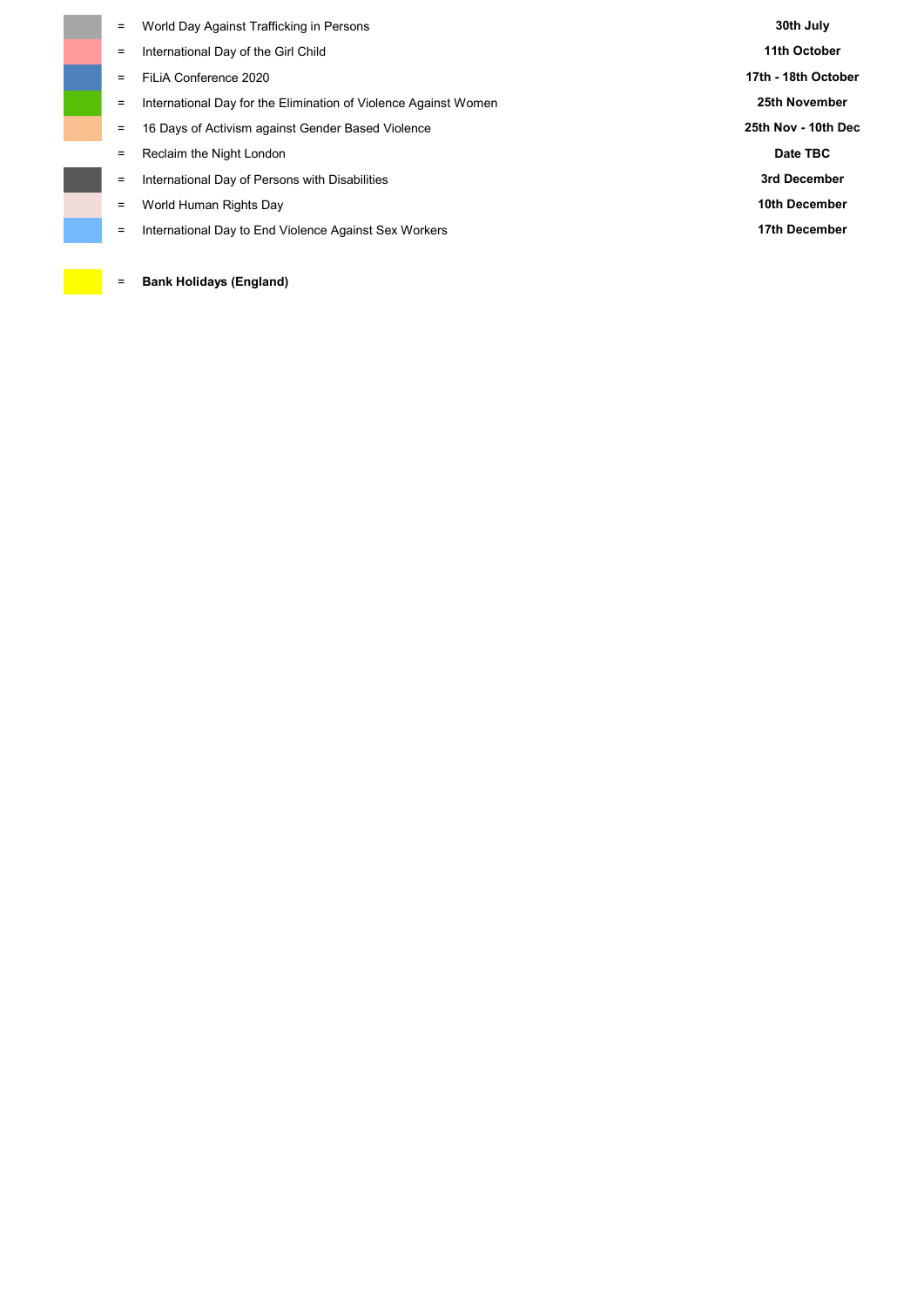| | | | |
|---|---|---|---|
| | = | World Day Against Trafficking in Persons | **30th July** |
| | = | International Day of the Girl Child | **11th October** |
| | = | FiLiA Conference 2020 | **17th - 18th October** |
| | = | International Day for the Elimination of Violence Against Women | **25th November** |
| | = | 16 Days of Activism against Gender Based Violence | **25th Nov - 10th Dec** |
| | = | Reclaim the Night London | **Date TBC** |
| | = | International Day of Persons with Disabilities | **3rd December** |
| | = | World Human Rights Day | **10th December** |
| | = | International Day to End Violence Against Sex Workers | **17th December** |
| | = | **Bank Holidays (England)** | |